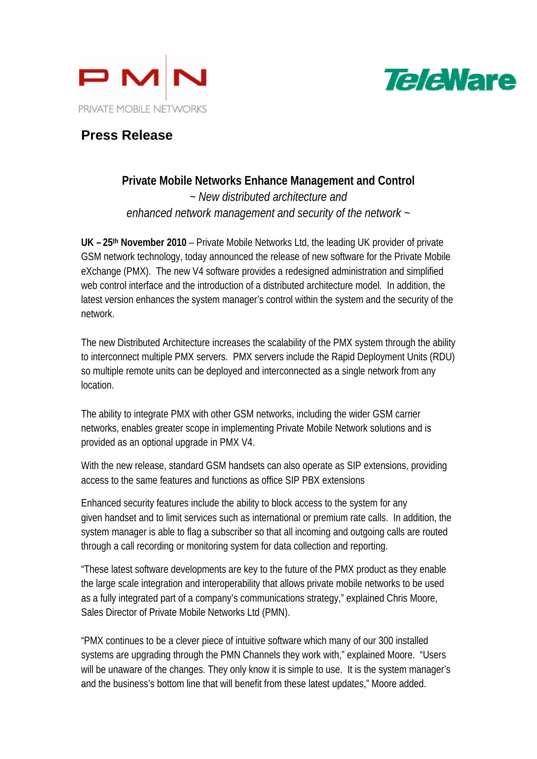PMN

PRIVATE MOBILE NETWORKS

TeleWare

# Press Release

## Private Mobile Networks Enhance Management and Control

*~ New distributed architecture and enhanced network management and security of the network ~*

**UK – 25th November 2010** – Private Mobile Networks Ltd, the leading UK provider of private GSM network technology, today announced the release of new software for the Private Mobile eXchange (PMX). The new V4 software provides a redesigned administration and simplified web control interface and the introduction of a distributed architecture model. In addition, the latest version enhances the system manager's control within the system and the security of the network.

The new Distributed Architecture increases the scalability of the PMX system through the ability to interconnect multiple PMX servers. PMX servers include the Rapid Deployment Units (RDU) so multiple remote units can be deployed and interconnected as a single network from any location.

The ability to integrate PMX with other GSM networks, including the wider GSM carrier networks, enables greater scope in implementing Private Mobile Network solutions and is provided as an optional upgrade in PMX V4.

With the new release, standard GSM handsets can also operate as SIP extensions, providing access to the same features and functions as office SIP PBX extensions

Enhanced security features include the ability to block access to the system for any given handset and to limit services such as international or premium rate calls. In addition, the system manager is able to flag a subscriber so that all incoming and outgoing calls are routed through a call recording or monitoring system for data collection and reporting.

"These latest software developments are key to the future of the PMX product as they enable the large scale integration and interoperability that allows private mobile networks to be used as a fully integrated part of a company's communications strategy," explained Chris Moore, Sales Director of Private Mobile Networks Ltd (PMN).

"PMX continues to be a clever piece of intuitive software which many of our 300 installed systems are upgrading through the PMN Channels they work with," explained Moore. "Users will be unaware of the changes. They only know it is simple to use. It is the system manager's and the business's bottom line that will benefit from these latest updates," Moore added.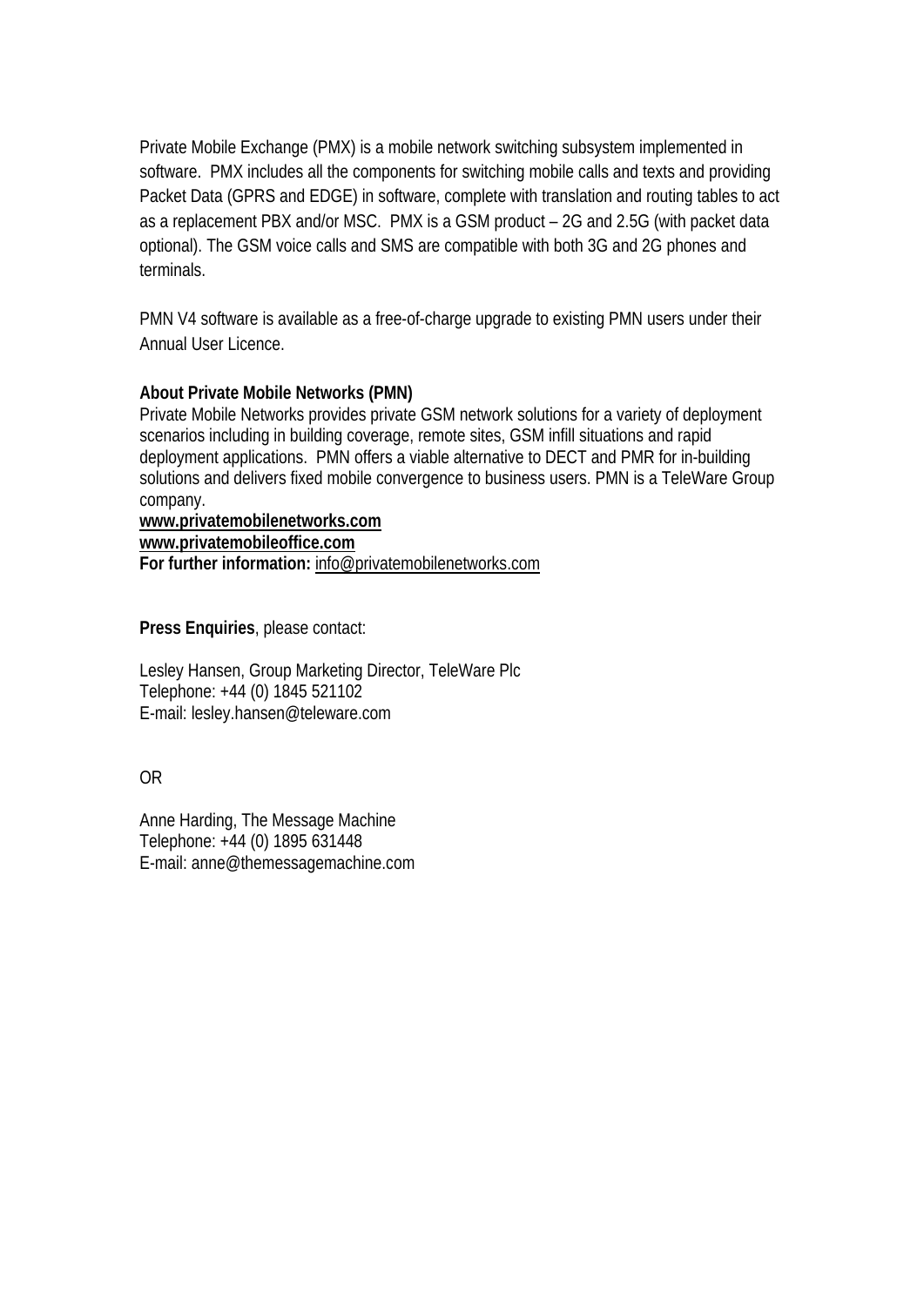Private Mobile Exchange (PMX) is a mobile network switching subsystem implemented in software. PMX includes all the components for switching mobile calls and texts and providing Packet Data (GPRS and EDGE) in software, complete with translation and routing tables to act as a replacement PBX and/or MSC. PMX is a GSM product – 2G and 2.5G (with packet data optional). The GSM voice calls and SMS are compatible with both 3G and 2G phones and terminals.

PMN V4 software is available as a free-of-charge upgrade to existing PMN users under their Annual User Licence.

**About Private Mobile Networks (PMN)**
Private Mobile Networks provides private GSM network solutions for a variety of deployment scenarios including in building coverage, remote sites, GSM infill situations and rapid deployment applications. PMN offers a viable alternative to DECT and PMR for in-building solutions and delivers fixed mobile convergence to business users. PMN is a TeleWare Group company.
**www.privatemobilenetworks.com**
**www.privatemobileoffice.com**
**For further information:** info@privatemobilenetworks.com

**Press Enquiries**, please contact:

Lesley Hansen, Group Marketing Director, TeleWare Plc
Telephone: +44 (0) 1845 521102
E-mail: lesley.hansen@teleware.com

OR

Anne Harding, The Message Machine
Telephone: +44 (0) 1895 631448
E-mail: anne@themessagemachine.com